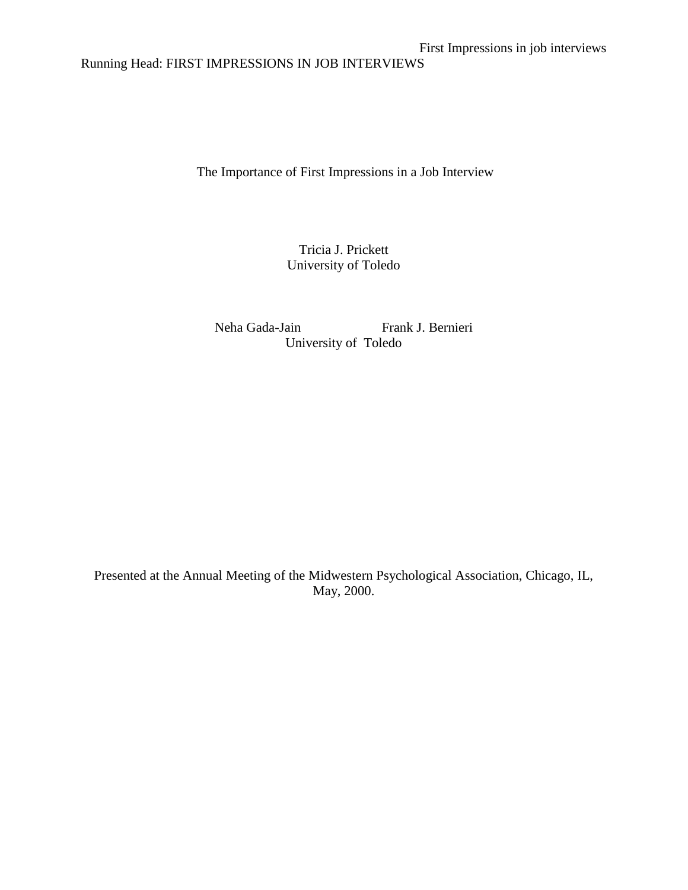Running Head: FIRST IMPRESSIONS IN JOB INTERVIEWS

# The Importance of First Impressions in a Job Interview

Tricia J. Prickett
University of Toledo

Neha Gada-Jain Frank J. Bernieri
University of Toledo

Presented at the Annual Meeting of the Midwestern Psychological Association, Chicago, IL, May, 2000.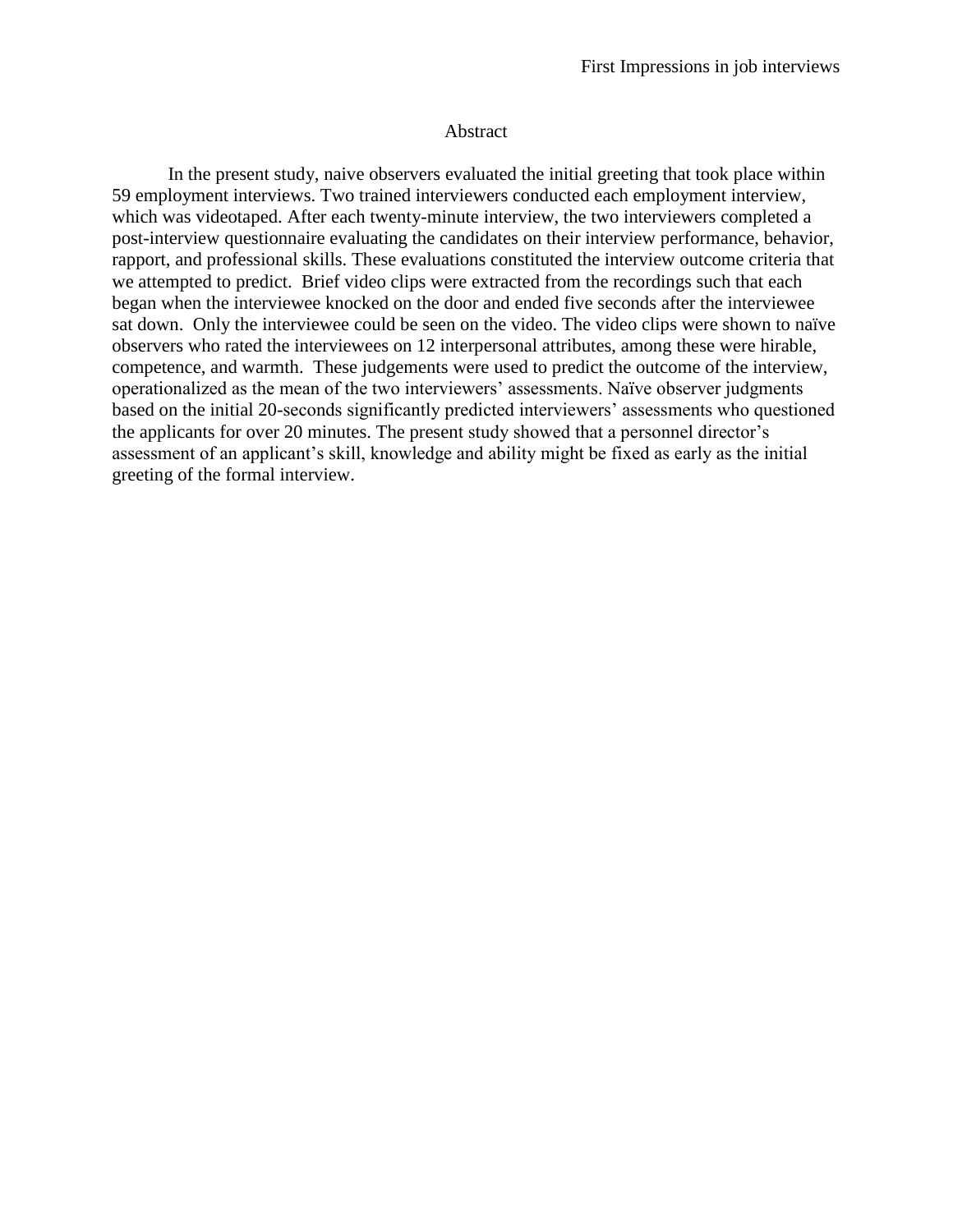## Abstract

In the present study, naive observers evaluated the initial greeting that took place within 59 employment interviews. Two trained interviewers conducted each employment interview, which was videotaped. After each twenty-minute interview, the two interviewers completed a post-interview questionnaire evaluating the candidates on their interview performance, behavior, rapport, and professional skills. These evaluations constituted the interview outcome criteria that we attempted to predict. Brief video clips were extracted from the recordings such that each began when the interviewee knocked on the door and ended five seconds after the interviewee sat down. Only the interviewee could be seen on the video. The video clips were shown to naïve observers who rated the interviewees on 12 interpersonal attributes, among these were hirable, competence, and warmth. These judgements were used to predict the outcome of the interview, operationalized as the mean of the two interviewers' assessments. Naïve observer judgments based on the initial 20-seconds significantly predicted interviewers' assessments who questioned the applicants for over 20 minutes. The present study showed that a personnel director's assessment of an applicant's skill, knowledge and ability might be fixed as early as the initial greeting of the formal interview.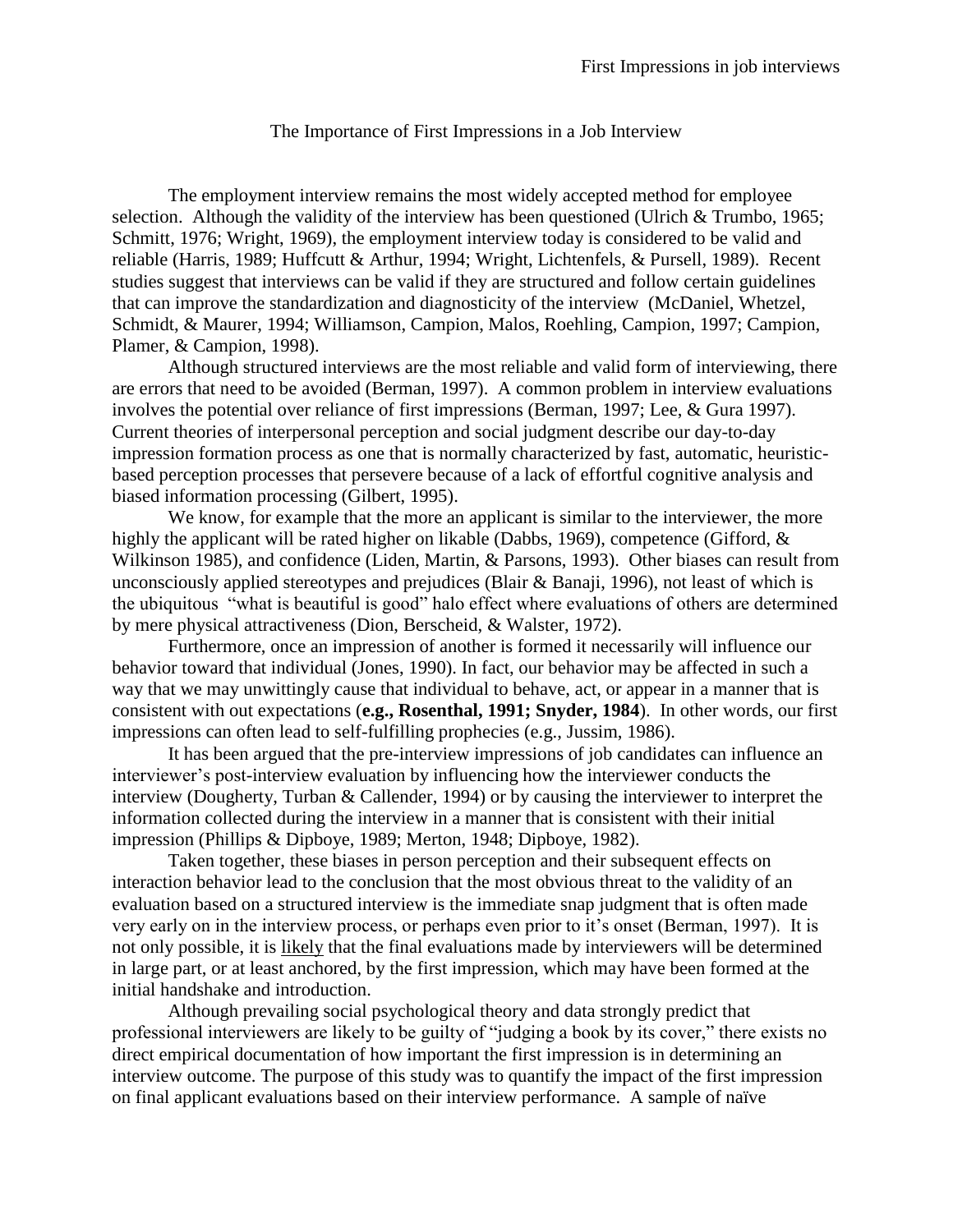# The Importance of First Impressions in a Job Interview

The employment interview remains the most widely accepted method for employee selection. Although the validity of the interview has been questioned (Ulrich & Trumbo, 1965; Schmitt, 1976; Wright, 1969), the employment interview today is considered to be valid and reliable (Harris, 1989; Huffcutt & Arthur, 1994; Wright, Lichtenfels, & Pursell, 1989). Recent studies suggest that interviews can be valid if they are structured and follow certain guidelines that can improve the standardization and diagnosticity of the interview (McDaniel, Whetzel, Schmidt, & Maurer, 1994; Williamson, Campion, Malos, Roehling, Campion, 1997; Campion, Plamer, & Campion, 1998).

Although structured interviews are the most reliable and valid form of interviewing, there are errors that need to be avoided (Berman, 1997). A common problem in interview evaluations involves the potential over reliance of first impressions (Berman, 1997; Lee, & Gura 1997). Current theories of interpersonal perception and social judgment describe our day-to-day impression formation process as one that is normally characterized by fast, automatic, heuristic-based perception processes that persevere because of a lack of effortful cognitive analysis and biased information processing (Gilbert, 1995).

We know, for example that the more an applicant is similar to the interviewer, the more highly the applicant will be rated higher on likable (Dabbs, 1969), competence (Gifford, & Wilkinson 1985), and confidence (Liden, Martin, & Parsons, 1993). Other biases can result from unconsciously applied stereotypes and prejudices (Blair & Banaji, 1996), not least of which is the ubiquitous "what is beautiful is good" halo effect where evaluations of others are determined by mere physical attractiveness (Dion, Berscheid, & Walster, 1972).

Furthermore, once an impression of another is formed it necessarily will influence our behavior toward that individual (Jones, 1990). In fact, our behavior may be affected in such a way that we may unwittingly cause that individual to behave, act, or appear in a manner that is consistent with out expectations (**e.g., Rosenthal, 1991; Snyder, 1984**). In other words, our first impressions can often lead to self-fulfilling prophecies (e.g., Jussim, 1986).

It has been argued that the pre-interview impressions of job candidates can influence an interviewer's post-interview evaluation by influencing how the interviewer conducts the interview (Dougherty, Turban & Callender, 1994) or by causing the interviewer to interpret the information collected during the interview in a manner that is consistent with their initial impression (Phillips & Dipboye, 1989; Merton, 1948; Dipboye, 1982).

Taken together, these biases in person perception and their subsequent effects on interaction behavior lead to the conclusion that the most obvious threat to the validity of an evaluation based on a structured interview is the immediate snap judgment that is often made very early on in the interview process, or perhaps even prior to it's onset (Berman, 1997). It is not only possible, it is <u>likely</u> that the final evaluations made by interviewers will be determined in large part, or at least anchored, by the first impression, which may have been formed at the initial handshake and introduction.

Although prevailing social psychological theory and data strongly predict that professional interviewers are likely to be guilty of "judging a book by its cover," there exists no direct empirical documentation of how important the first impression is in determining an interview outcome. The purpose of this study was to quantify the impact of the first impression on final applicant evaluations based on their interview performance. A sample of naïve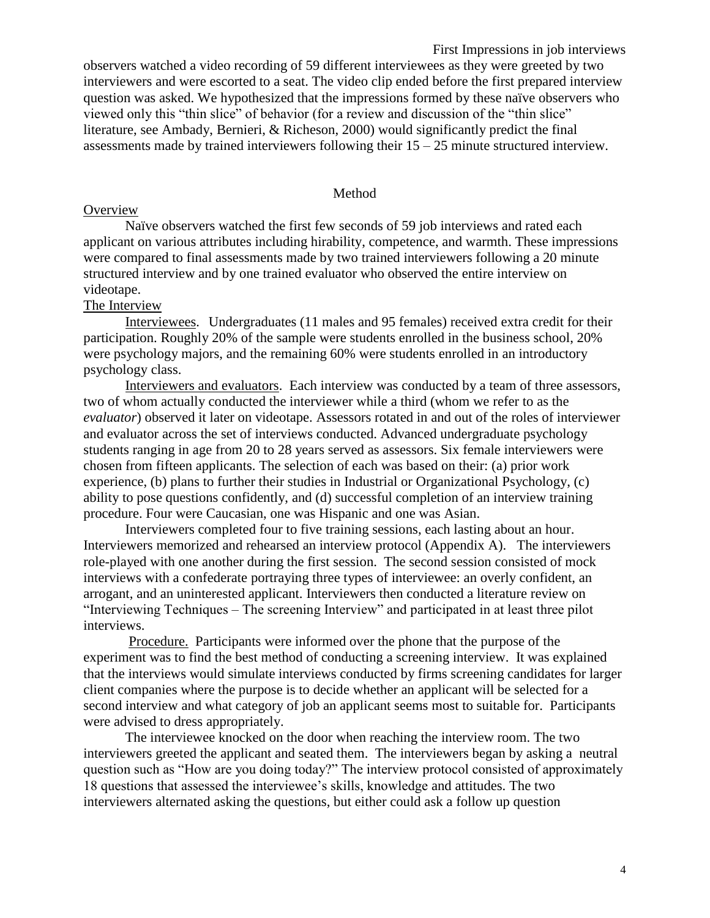observers watched a video recording of 59 different interviewees as they were greeted by two interviewers and were escorted to a seat. The video clip ended before the first prepared interview question was asked. We hypothesized that the impressions formed by these naïve observers who viewed only this "thin slice" of behavior (for a review and discussion of the "thin slice" literature, see Ambady, Bernieri, & Richeson, 2000) would significantly predict the final assessments made by trained interviewers following their 15 – 25 minute structured interview.

## Method

### Overview

Naïve observers watched the first few seconds of 59 job interviews and rated each applicant on various attributes including hirability, competence, and warmth. These impressions were compared to final assessments made by two trained interviewers following a 20 minute structured interview and by one trained evaluator who observed the entire interview on videotape.

### The Interview

Interviewees. Undergraduates (11 males and 95 females) received extra credit for their participation. Roughly 20% of the sample were students enrolled in the business school, 20% were psychology majors, and the remaining 60% were students enrolled in an introductory psychology class.

Interviewers and evaluators. Each interview was conducted by a team of three assessors, two of whom actually conducted the interviewer while a third (whom we refer to as the *evaluator*) observed it later on videotape. Assessors rotated in and out of the roles of interviewer and evaluator across the set of interviews conducted. Advanced undergraduate psychology students ranging in age from 20 to 28 years served as assessors. Six female interviewers were chosen from fifteen applicants. The selection of each was based on their: (a) prior work experience, (b) plans to further their studies in Industrial or Organizational Psychology, (c) ability to pose questions confidently, and (d) successful completion of an interview training procedure. Four were Caucasian, one was Hispanic and one was Asian.

Interviewers completed four to five training sessions, each lasting about an hour. Interviewers memorized and rehearsed an interview protocol (Appendix A). The interviewers role-played with one another during the first session. The second session consisted of mock interviews with a confederate portraying three types of interviewee: an overly confident, an arrogant, and an uninterested applicant. Interviewers then conducted a literature review on "Interviewing Techniques – The screening Interview" and participated in at least three pilot interviews.

Procedure. Participants were informed over the phone that the purpose of the experiment was to find the best method of conducting a screening interview. It was explained that the interviews would simulate interviews conducted by firms screening candidates for larger client companies where the purpose is to decide whether an applicant will be selected for a second interview and what category of job an applicant seems most to suitable for. Participants were advised to dress appropriately.

The interviewee knocked on the door when reaching the interview room. The two interviewers greeted the applicant and seated them. The interviewers began by asking a neutral question such as "How are you doing today?" The interview protocol consisted of approximately 18 questions that assessed the interviewee's skills, knowledge and attitudes. The two interviewers alternated asking the questions, but either could ask a follow up question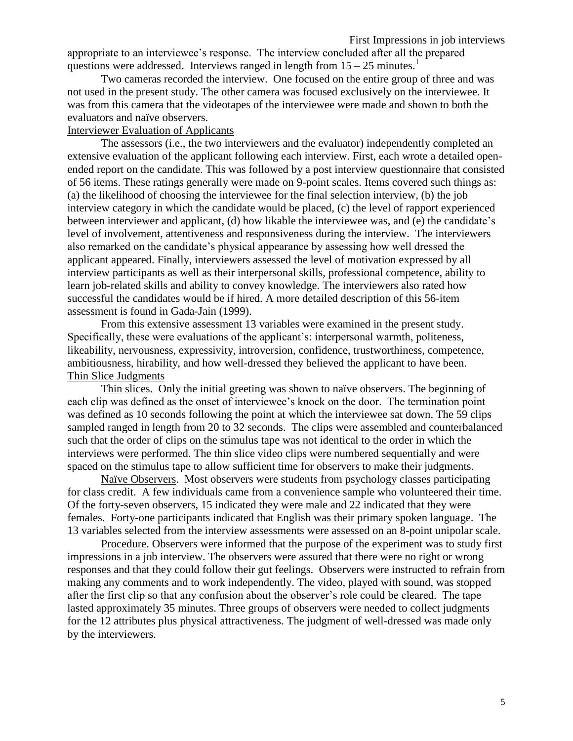appropriate to an interviewee's response. The interview concluded after all the prepared questions were addressed. Interviews ranged in length from 15 – 25 minutes.[1]

Two cameras recorded the interview. One focused on the entire group of three and was not used in the present study. The other camera was focused exclusively on the interviewee. It was from this camera that the videotapes of the interviewee were made and shown to both the evaluators and naïve observers.

Interviewer Evaluation of Applicants

The assessors (i.e., the two interviewers and the evaluator) independently completed an extensive evaluation of the applicant following each interview. First, each wrote a detailed open-ended report on the candidate. This was followed by a post interview questionnaire that consisted of 56 items. These ratings generally were made on 9-point scales. Items covered such things as: (a) the likelihood of choosing the interviewee for the final selection interview, (b) the job interview category in which the candidate would be placed, (c) the level of rapport experienced between interviewer and applicant, (d) how likable the interviewee was, and (e) the candidate's level of involvement, attentiveness and responsiveness during the interview. The interviewers also remarked on the candidate's physical appearance by assessing how well dressed the applicant appeared. Finally, interviewers assessed the level of motivation expressed by all interview participants as well as their interpersonal skills, professional competence, ability to learn job-related skills and ability to convey knowledge. The interviewers also rated how successful the candidates would be if hired. A more detailed description of this 56-item assessment is found in Gada-Jain (1999).

From this extensive assessment 13 variables were examined in the present study. Specifically, these were evaluations of the applicant's: interpersonal warmth, politeness, likeability, nervousness, expressivity, introversion, confidence, trustworthiness, competence, ambitiousness, hirability, and how well-dressed they believed the applicant to have been.

Thin Slice Judgments

Thin slices. Only the initial greeting was shown to naïve observers. The beginning of each clip was defined as the onset of interviewee's knock on the door. The termination point was defined as 10 seconds following the point at which the interviewee sat down. The 59 clips sampled ranged in length from 20 to 32 seconds. The clips were assembled and counterbalanced such that the order of clips on the stimulus tape was not identical to the order in which the interviews were performed. The thin slice video clips were numbered sequentially and were spaced on the stimulus tape to allow sufficient time for observers to make their judgments.

Naïve Observers. Most observers were students from psychology classes participating for class credit. A few individuals came from a convenience sample who volunteered their time. Of the forty-seven observers, 15 indicated they were male and 22 indicated that they were females. Forty-one participants indicated that English was their primary spoken language. The 13 variables selected from the interview assessments were assessed on an 8-point unipolar scale.

Procedure. Observers were informed that the purpose of the experiment was to study first impressions in a job interview. The observers were assured that there were no right or wrong responses and that they could follow their gut feelings. Observers were instructed to refrain from making any comments and to work independently. The video, played with sound, was stopped after the first clip so that any confusion about the observer's role could be cleared. The tape lasted approximately 35 minutes. Three groups of observers were needed to collect judgments for the 12 attributes plus physical attractiveness. The judgment of well-dressed was made only by the interviewers.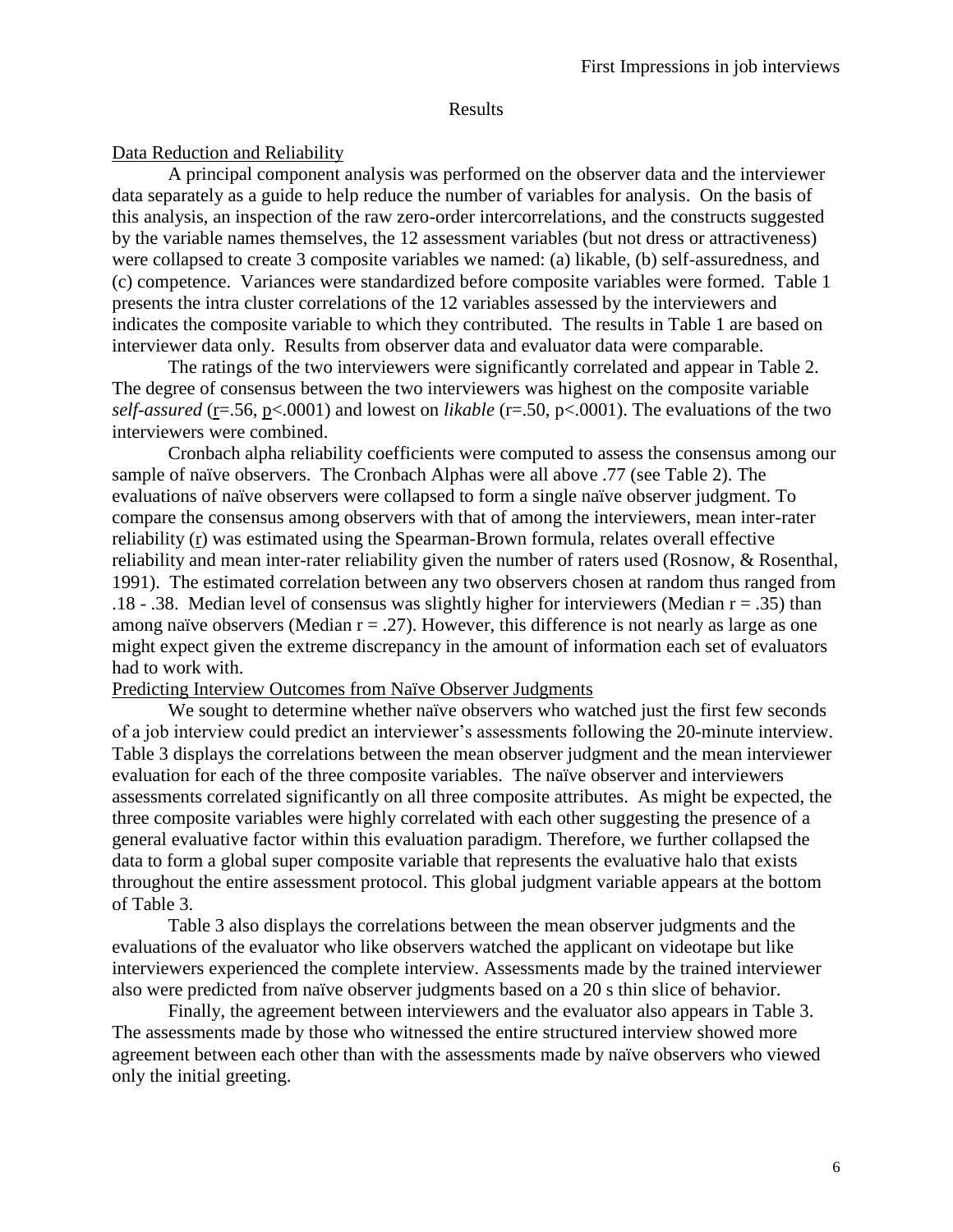## Results

### Data Reduction and Reliability

A principal component analysis was performed on the observer data and the interviewer data separately as a guide to help reduce the number of variables for analysis. On the basis of this analysis, an inspection of the raw zero-order intercorrelations, and the constructs suggested by the variable names themselves, the 12 assessment variables (but not dress or attractiveness) were collapsed to create 3 composite variables we named: (a) likable, (b) self-assuredness, and (c) competence. Variances were standardized before composite variables were formed. Table 1 presents the intra cluster correlations of the 12 variables assessed by the interviewers and indicates the composite variable to which they contributed. The results in Table 1 are based on interviewer data only. Results from observer data and evaluator data were comparable.

The ratings of the two interviewers were significantly correlated and appear in Table 2. The degree of consensus between the two interviewers was highest on the composite variable *self-assured* ($r$=.56, $p$<.0001) and lowest on *likable* (r=.50, p<.0001). The evaluations of the two interviewers were combined.

Cronbach alpha reliability coefficients were computed to assess the consensus among our sample of naïve observers. The Cronbach Alphas were all above .77 (see Table 2). The evaluations of naïve observers were collapsed to form a single naïve observer judgment. To compare the consensus among observers with that of among the interviewers, mean inter-rater reliability ($r$) was estimated using the Spearman-Brown formula, relates overall effective reliability and mean inter-rater reliability given the number of raters used (Rosnow, & Rosenthal, 1991). The estimated correlation between any two observers chosen at random thus ranged from .18 - .38. Median level of consensus was slightly higher for interviewers (Median r = .35) than among naïve observers (Median r = .27). However, this difference is not nearly as large as one might expect given the extreme discrepancy in the amount of information each set of evaluators had to work with.

### Predicting Interview Outcomes from Naïve Observer Judgments

We sought to determine whether naïve observers who watched just the first few seconds of a job interview could predict an interviewer's assessments following the 20-minute interview. Table 3 displays the correlations between the mean observer judgment and the mean interviewer evaluation for each of the three composite variables. The naïve observer and interviewers assessments correlated significantly on all three composite attributes. As might be expected, the three composite variables were highly correlated with each other suggesting the presence of a general evaluative factor within this evaluation paradigm. Therefore, we further collapsed the data to form a global super composite variable that represents the evaluative halo that exists throughout the entire assessment protocol. This global judgment variable appears at the bottom of Table 3.

Table 3 also displays the correlations between the mean observer judgments and the evaluations of the evaluator who like observers watched the applicant on videotape but like interviewers experienced the complete interview. Assessments made by the trained interviewer also were predicted from naïve observer judgments based on a 20 s thin slice of behavior.

Finally, the agreement between interviewers and the evaluator also appears in Table 3. The assessments made by those who witnessed the entire structured interview showed more agreement between each other than with the assessments made by naïve observers who viewed only the initial greeting.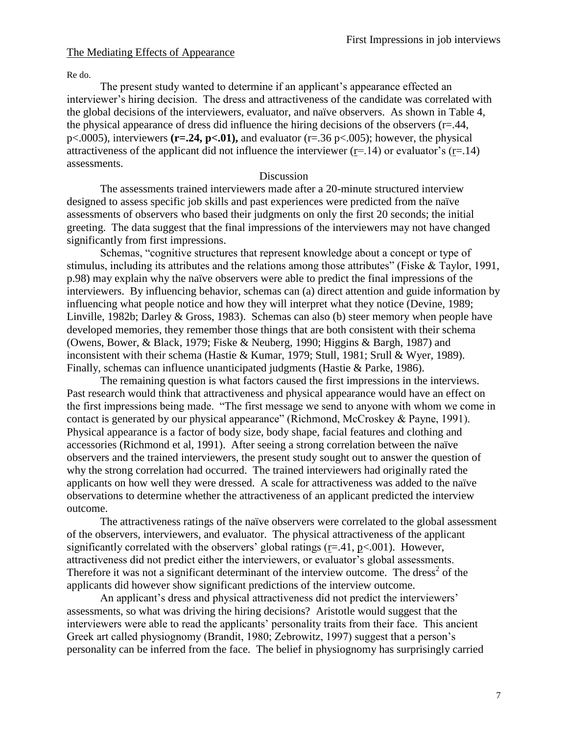## The Mediating Effects of Appearance

Re do.

The present study wanted to determine if an applicant's appearance effected an interviewer's hiring decision. The dress and attractiveness of the candidate was correlated with the global decisions of the interviewers, evaluator, and naïve observers. As shown in Table 4, the physical appearance of dress did influence the hiring decisions of the observers ($r=.44$, $p<.0005$), interviewers **($r=.24$, $p<.01$),** and evaluator ($r=.36$ $p<.005$); however, the physical attractiveness of the applicant did not influence the interviewer ($r=.14$) or evaluator's ($r=.14$) assessments.

# Discussion

The assessments trained interviewers made after a 20-minute structured interview designed to assess specific job skills and past experiences were predicted from the naïve assessments of observers who based their judgments on only the first 20 seconds; the initial greeting. The data suggest that the final impressions of the interviewers may not have changed significantly from first impressions.

Schemas, "cognitive structures that represent knowledge about a concept or type of stimulus, including its attributes and the relations among those attributes" (Fiske & Taylor, 1991, p.98) may explain why the naïve observers were able to predict the final impressions of the interviewers. By influencing behavior, schemas can (a) direct attention and guide information by influencing what people notice and how they will interpret what they notice (Devine, 1989; Linville, 1982b; Darley & Gross, 1983). Schemas can also (b) steer memory when people have developed memories, they remember those things that are both consistent with their schema (Owens, Bower, & Black, 1979; Fiske & Neuberg, 1990; Higgins & Bargh, 1987) and inconsistent with their schema (Hastie & Kumar, 1979; Stull, 1981; Srull & Wyer, 1989). Finally, schemas can influence unanticipated judgments (Hastie & Parke, 1986).

The remaining question is what factors caused the first impressions in the interviews. Past research would think that attractiveness and physical appearance would have an effect on the first impressions being made. "The first message we send to anyone with whom we come in contact is generated by our physical appearance" (Richmond, McCroskey & Payne, 1991). Physical appearance is a factor of body size, body shape, facial features and clothing and accessories (Richmond et al, 1991). After seeing a strong correlation between the naïve observers and the trained interviewers, the present study sought out to answer the question of why the strong correlation had occurred. The trained interviewers had originally rated the applicants on how well they were dressed. A scale for attractiveness was added to the naïve observations to determine whether the attractiveness of an applicant predicted the interview outcome.

The attractiveness ratings of the naïve observers were correlated to the global assessment of the observers, interviewers, and evaluator. The physical attractiveness of the applicant significantly correlated with the observers' global ratings ($r=.41$, $p<.001$). However, attractiveness did not predict either the interviewers, or evaluator's global assessments. Therefore it was not a significant determinant of the interview outcome. The dress[2] of the applicants did however show significant predictions of the interview outcome.

An applicant's dress and physical attractiveness did not predict the interviewers' assessments, so what was driving the hiring decisions? Aristotle would suggest that the interviewers were able to read the applicants' personality traits from their face. This ancient Greek art called physiognomy (Brandit, 1980; Zebrowitz, 1997) suggest that a person's personality can be inferred from the face. The belief in physiognomy has surprisingly carried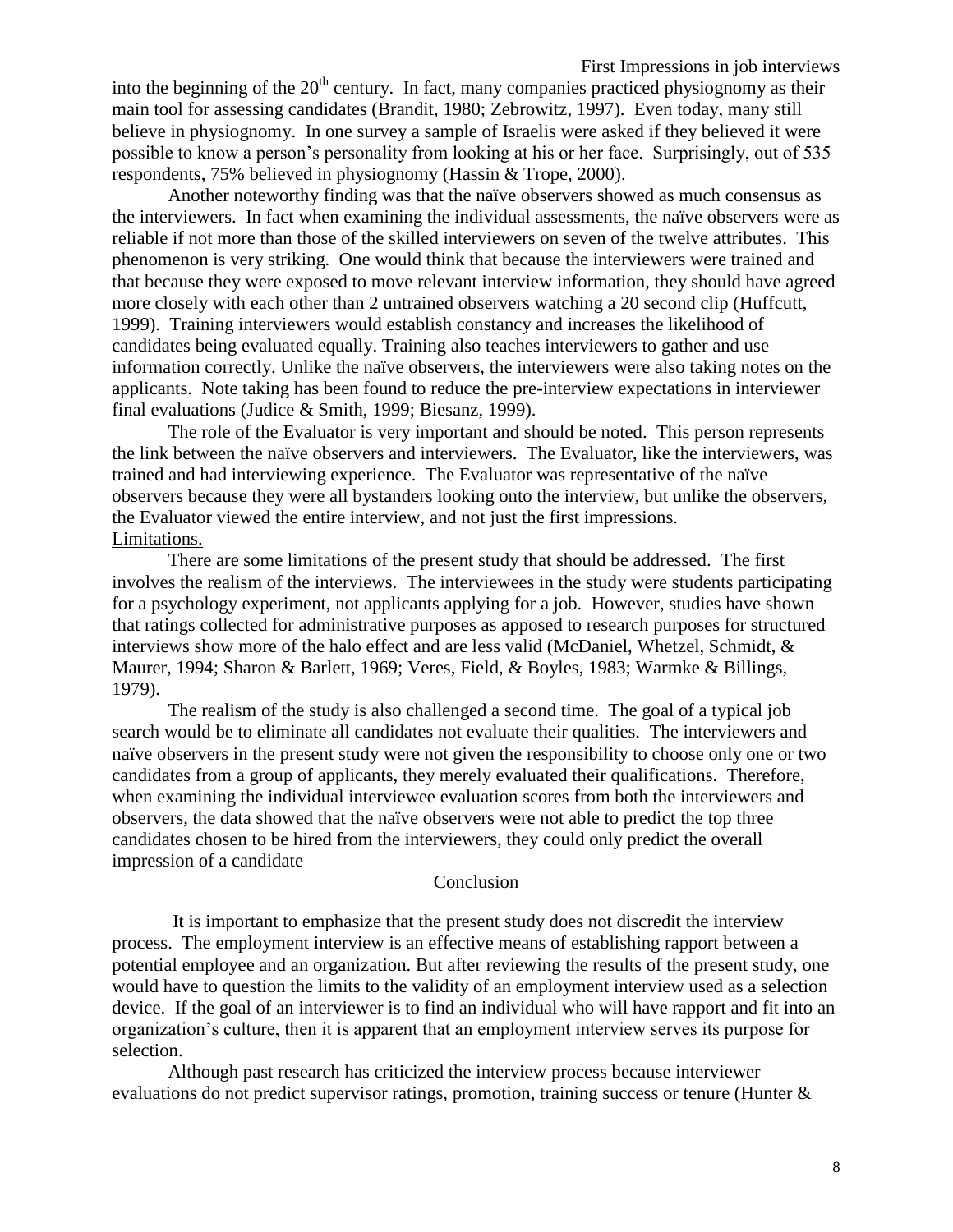into the beginning of the 20th century. In fact, many companies practiced physiognomy as their main tool for assessing candidates (Brandit, 1980; Zebrowitz, 1997). Even today, many still believe in physiognomy. In one survey a sample of Israelis were asked if they believed it were possible to know a person's personality from looking at his or her face. Surprisingly, out of 535 respondents, 75% believed in physiognomy (Hassin & Trope, 2000).

Another noteworthy finding was that the naïve observers showed as much consensus as the interviewers. In fact when examining the individual assessments, the naïve observers were as reliable if not more than those of the skilled interviewers on seven of the twelve attributes. This phenomenon is very striking. One would think that because the interviewers were trained and that because they were exposed to move relevant interview information, they should have agreed more closely with each other than 2 untrained observers watching a 20 second clip (Huffcutt, 1999). Training interviewers would establish constancy and increases the likelihood of candidates being evaluated equally. Training also teaches interviewers to gather and use information correctly. Unlike the naïve observers, the interviewers were also taking notes on the applicants. Note taking has been found to reduce the pre-interview expectations in interviewer final evaluations (Judice & Smith, 1999; Biesanz, 1999).

The role of the Evaluator is very important and should be noted. This person represents the link between the naïve observers and interviewers. The Evaluator, like the interviewers, was trained and had interviewing experience. The Evaluator was representative of the naïve observers because they were all bystanders looking onto the interview, but unlike the observers, the Evaluator viewed the entire interview, and not just the first impressions.

<u>Limitations.</u>

There are some limitations of the present study that should be addressed. The first involves the realism of the interviews. The interviewees in the study were students participating for a psychology experiment, not applicants applying for a job. However, studies have shown that ratings collected for administrative purposes as apposed to research purposes for structured interviews show more of the halo effect and are less valid (McDaniel, Whetzel, Schmidt, & Maurer, 1994; Sharon & Barlett, 1969; Veres, Field, & Boyles, 1983; Warmke & Billings, 1979).

The realism of the study is also challenged a second time. The goal of a typical job search would be to eliminate all candidates not evaluate their qualities. The interviewers and naïve observers in the present study were not given the responsibility to choose only one or two candidates from a group of applicants, they merely evaluated their qualifications. Therefore, when examining the individual interviewee evaluation scores from both the interviewers and observers, the data showed that the naïve observers were not able to predict the top three candidates chosen to be hired from the interviewers, they could only predict the overall impression of a candidate

## Conclusion

It is important to emphasize that the present study does not discredit the interview process. The employment interview is an effective means of establishing rapport between a potential employee and an organization. But after reviewing the results of the present study, one would have to question the limits to the validity of an employment interview used as a selection device. If the goal of an interviewer is to find an individual who will have rapport and fit into an organization's culture, then it is apparent that an employment interview serves its purpose for selection.

Although past research has criticized the interview process because interviewer evaluations do not predict supervisor ratings, promotion, training success or tenure (Hunter &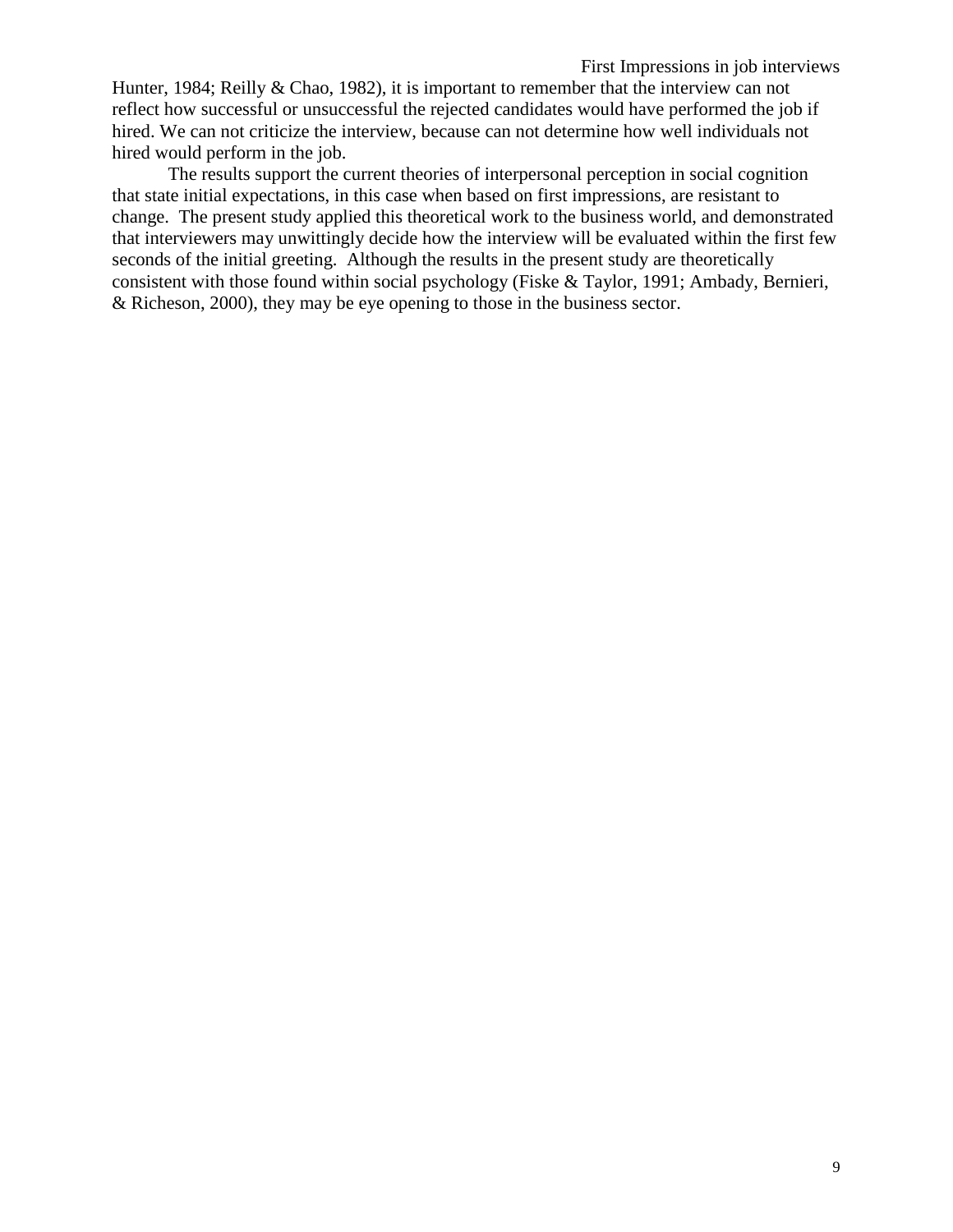Hunter, 1984; Reilly & Chao, 1982), it is important to remember that the interview can not reflect how successful or unsuccessful the rejected candidates would have performed the job if hired. We can not criticize the interview, because can not determine how well individuals not hired would perform in the job.

The results support the current theories of interpersonal perception in social cognition that state initial expectations, in this case when based on first impressions, are resistant to change. The present study applied this theoretical work to the business world, and demonstrated that interviewers may unwittingly decide how the interview will be evaluated within the first few seconds of the initial greeting. Although the results in the present study are theoretically consistent with those found within social psychology (Fiske & Taylor, 1991; Ambady, Bernieri, & Richeson, 2000), they may be eye opening to those in the business sector.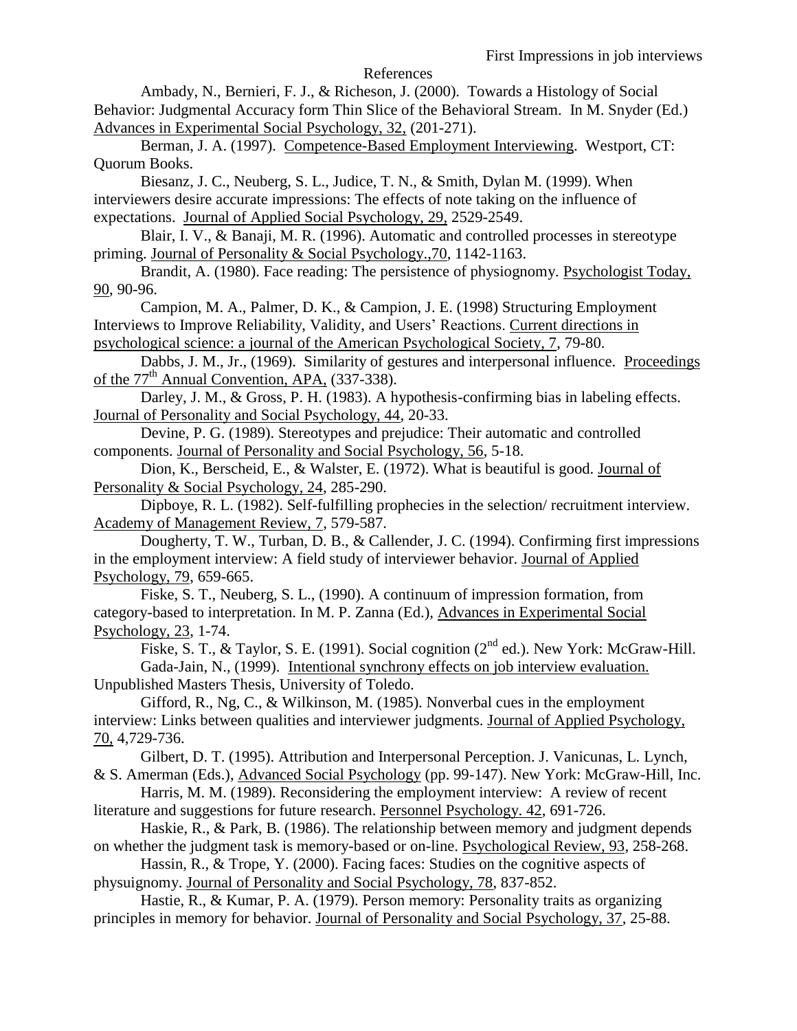# References

Ambady, N., Bernieri, F. J., & Richeson, J. (2000). Towards a Histology of Social Behavior: Judgmental Accuracy form Thin Slice of the Behavioral Stream. In M. Snyder (Ed.) Advances in Experimental Social Psychology, 32, (201-271).

Berman, J. A. (1997). Competence-Based Employment Interviewing. Westport, CT: Quorum Books.

Biesanz, J. C., Neuberg, S. L., Judice, T. N., & Smith, Dylan M. (1999). When interviewers desire accurate impressions: The effects of note taking on the influence of expectations. Journal of Applied Social Psychology, 29, 2529-2549.

Blair, I. V., & Banaji, M. R. (1996). Automatic and controlled processes in stereotype priming. Journal of Personality & Social Psychology.,70, 1142-1163.

Brandit, A. (1980). Face reading: The persistence of physiognomy. Psychologist Today, 90, 90-96.

Campion, M. A., Palmer, D. K., & Campion, J. E. (1998) Structuring Employment Interviews to Improve Reliability, Validity, and Users' Reactions. Current directions in psychological science: a journal of the American Psychological Society, 7, 79-80.

Dabbs, J. M., Jr., (1969). Similarity of gestures and interpersonal influence. Proceedings of the 77th Annual Convention, APA, (337-338).

Darley, J. M., & Gross, P. H. (1983). A hypothesis-confirming bias in labeling effects. Journal of Personality and Social Psychology, 44, 20-33.

Devine, P. G. (1989). Stereotypes and prejudice: Their automatic and controlled components. Journal of Personality and Social Psychology, 56, 5-18.

Dion, K., Berscheid, E., & Walster, E. (1972). What is beautiful is good. Journal of Personality & Social Psychology, 24, 285-290.

Dipboye, R. L. (1982). Self-fulfilling prophecies in the selection/ recruitment interview. Academy of Management Review, 7, 579-587.

Dougherty, T. W., Turban, D. B., & Callender, J. C. (1994). Confirming first impressions in the employment interview: A field study of interviewer behavior. Journal of Applied Psychology, 79, 659-665.

Fiske, S. T., Neuberg, S. L., (1990). A continuum of impression formation, from category-based to interpretation. In M. P. Zanna (Ed.), Advances in Experimental Social Psychology, 23, 1-74.

Fiske, S. T., & Taylor, S. E. (1991). Social cognition (2nd ed.). New York: McGraw-Hill.

Gada-Jain, N., (1999). Intentional synchrony effects on job interview evaluation. Unpublished Masters Thesis, University of Toledo.

Gifford, R., Ng, C., & Wilkinson, M. (1985). Nonverbal cues in the employment interview: Links between qualities and interviewer judgments. Journal of Applied Psychology, 70, 4,729-736.

Gilbert, D. T. (1995). Attribution and Interpersonal Perception. J. Vanicunas, L. Lynch, & S. Amerman (Eds.), Advanced Social Psychology (pp. 99-147). New York: McGraw-Hill, Inc.

Harris, M. M. (1989). Reconsidering the employment interview: A review of recent literature and suggestions for future research. Personnel Psychology. 42, 691-726.

Haskie, R., & Park, B. (1986). The relationship between memory and judgment depends on whether the judgment task is memory-based or on-line. Psychological Review, 93, 258-268.

Hassin, R., & Trope, Y. (2000). Facing faces: Studies on the cognitive aspects of physuignomy. Journal of Personality and Social Psychology, 78, 837-852.

Hastie, R., & Kumar, P. A. (1979). Person memory: Personality traits as organizing principles in memory for behavior. Journal of Personality and Social Psychology, 37, 25-88.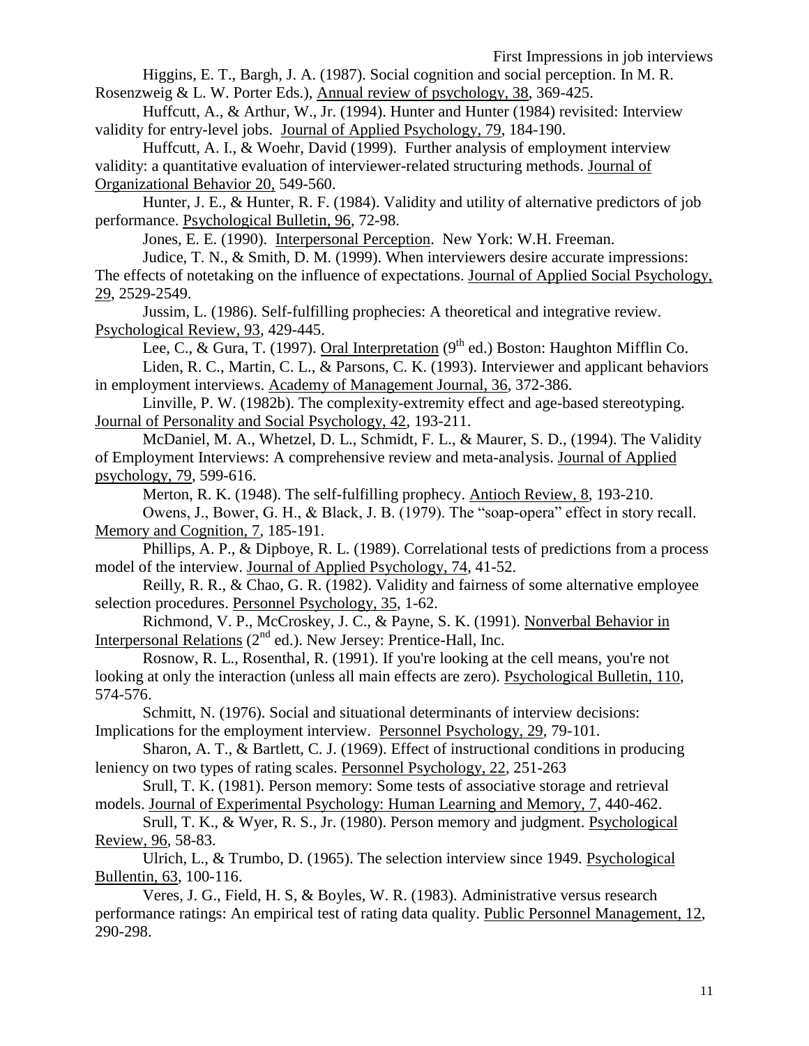Higgins, E. T., Bargh, J. A. (1987). Social cognition and social perception. In M. R. Rosenzweig & L. W. Porter Eds.), Annual review of psychology, 38, 369-425.

Huffcutt, A., & Arthur, W., Jr. (1994). Hunter and Hunter (1984) revisited: Interview validity for entry-level jobs. Journal of Applied Psychology, 79, 184-190.

Huffcutt, A. I., & Woehr, David (1999). Further analysis of employment interview validity: a quantitative evaluation of interviewer-related structuring methods. Journal of Organizational Behavior 20, 549-560.

Hunter, J. E., & Hunter, R. F. (1984). Validity and utility of alternative predictors of job performance. Psychological Bulletin, 96, 72-98.

Jones, E. E. (1990). Interpersonal Perception. New York: W.H. Freeman.

Judice, T. N., & Smith, D. M. (1999). When interviewers desire accurate impressions: The effects of notetaking on the influence of expectations. Journal of Applied Social Psychology, 29, 2529-2549.

Jussim, L. (1986). Self-fulfilling prophecies: A theoretical and integrative review. Psychological Review, 93, 429-445.

Lee, C., & Gura, T. (1997). Oral Interpretation (9th ed.) Boston: Haughton Mifflin Co.

Liden, R. C., Martin, C. L., & Parsons, C. K. (1993). Interviewer and applicant behaviors in employment interviews. Academy of Management Journal, 36, 372-386.

Linville, P. W. (1982b). The complexity-extremity effect and age-based stereotyping. Journal of Personality and Social Psychology, 42, 193-211.

McDaniel, M. A., Whetzel, D. L., Schmidt, F. L., & Maurer, S. D., (1994). The Validity of Employment Interviews: A comprehensive review and meta-analysis. Journal of Applied psychology, 79, 599-616.

Merton, R. K. (1948). The self-fulfilling prophecy. Antioch Review, 8, 193-210.

Owens, J., Bower, G. H., & Black, J. B. (1979). The "soap-opera" effect in story recall. Memory and Cognition, 7, 185-191.

Phillips, A. P., & Dipboye, R. L. (1989). Correlational tests of predictions from a process model of the interview. Journal of Applied Psychology, 74, 41-52.

Reilly, R. R., & Chao, G. R. (1982). Validity and fairness of some alternative employee selection procedures. Personnel Psychology, 35, 1-62.

Richmond, V. P., McCroskey, J. C., & Payne, S. K. (1991). Nonverbal Behavior in Interpersonal Relations (2nd ed.). New Jersey: Prentice-Hall, Inc.

Rosnow, R. L., Rosenthal, R. (1991). If you're looking at the cell means, you're not looking at only the interaction (unless all main effects are zero). Psychological Bulletin, 110, 574-576.

Schmitt, N. (1976). Social and situational determinants of interview decisions: Implications for the employment interview. Personnel Psychology, 29, 79-101.

Sharon, A. T., & Bartlett, C. J. (1969). Effect of instructional conditions in producing leniency on two types of rating scales. Personnel Psychology, 22, 251-263

Srull, T. K. (1981). Person memory: Some tests of associative storage and retrieval models. Journal of Experimental Psychology: Human Learning and Memory, 7, 440-462.

Srull, T. K., & Wyer, R. S., Jr. (1980). Person memory and judgment. Psychological Review, 96, 58-83.

Ulrich, L., & Trumbo, D. (1965). The selection interview since 1949. Psychological Bullentin, 63, 100-116.

Veres, J. G., Field, H. S, & Boyles, W. R. (1983). Administrative versus research performance ratings: An empirical test of rating data quality. Public Personnel Management, 12, 290-298.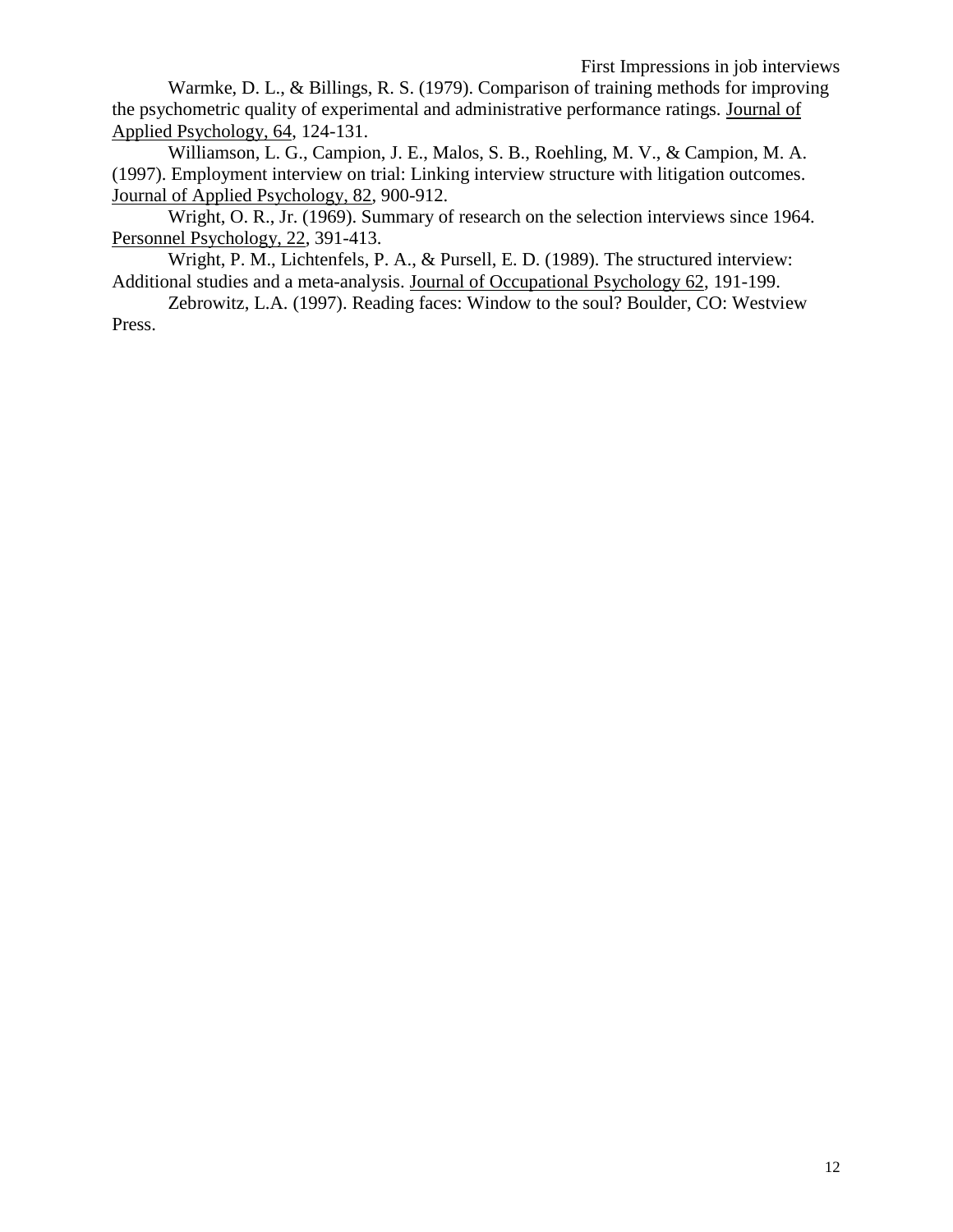Warmke, D. L., & Billings, R. S. (1979). Comparison of training methods for improving the psychometric quality of experimental and administrative performance ratings. Journal of Applied Psychology, 64, 124-131.

Williamson, L. G., Campion, J. E., Malos, S. B., Roehling, M. V., & Campion, M. A. (1997). Employment interview on trial: Linking interview structure with litigation outcomes. Journal of Applied Psychology, 82, 900-912.

Wright, O. R., Jr. (1969). Summary of research on the selection interviews since 1964. Personnel Psychology, 22, 391-413.

Wright, P. M., Lichtenfels, P. A., & Pursell, E. D. (1989). The structured interview: Additional studies and a meta-analysis. Journal of Occupational Psychology 62, 191-199.

Zebrowitz, L.A. (1997). Reading faces: Window to the soul? Boulder, CO: Westview Press.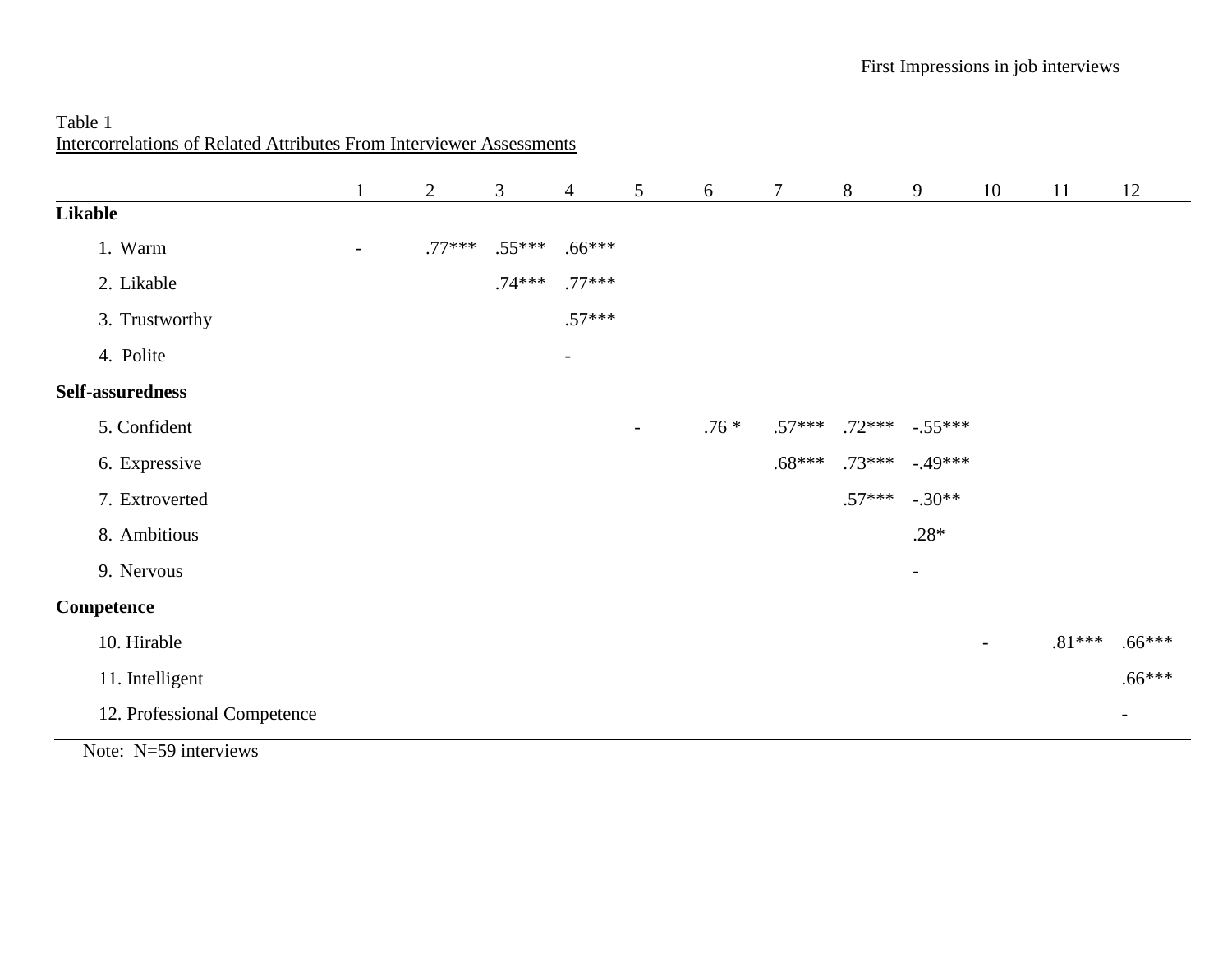Table 1
Intercorrelations of Related Attributes From Interviewer Assessments

| | 1 | 2 | 3 | 4 | 5 | 6 | 7 | 8 | 9 | 10 | 11 | 12 |
|---|---|---|---|---|---|---|---|---|---|---|---|---|
| **Likable** | | | | | | | | | | | | |
| 1. Warm | - | .77*** | .55*** | .66*** | | | | | | | | |
| 2. Likable | | | .74*** | .77*** | | | | | | | | |
| 3. Trustworthy | | | | .57*** | | | | | | | | |
| 4. Polite | | | | - | | | | | | | | |
| **Self-assuredness** | | | | | | | | | | | | |
| 5. Confident | | | | | - | .76 * | .57*** | .72*** | -.55*** | | | |
| 6. Expressive | | | | | | | .68*** | .73*** | -.49*** | | | |
| 7. Extroverted | | | | | | | | .57*** | -.30** | | | |
| 8. Ambitious | | | | | | | | | .28* | | | |
| 9. Nervous | | | | | | | | | - | | | |
| **Competence** | | | | | | | | | | | | |
| 10. Hirable | | | | | | | | | | - | .81*** | .66*** |
| 11. Intelligent | | | | | | | | | | | | .66*** |
| 12. Professional Competence | | | | | | | | | | | | - |

Note: N=59 interviews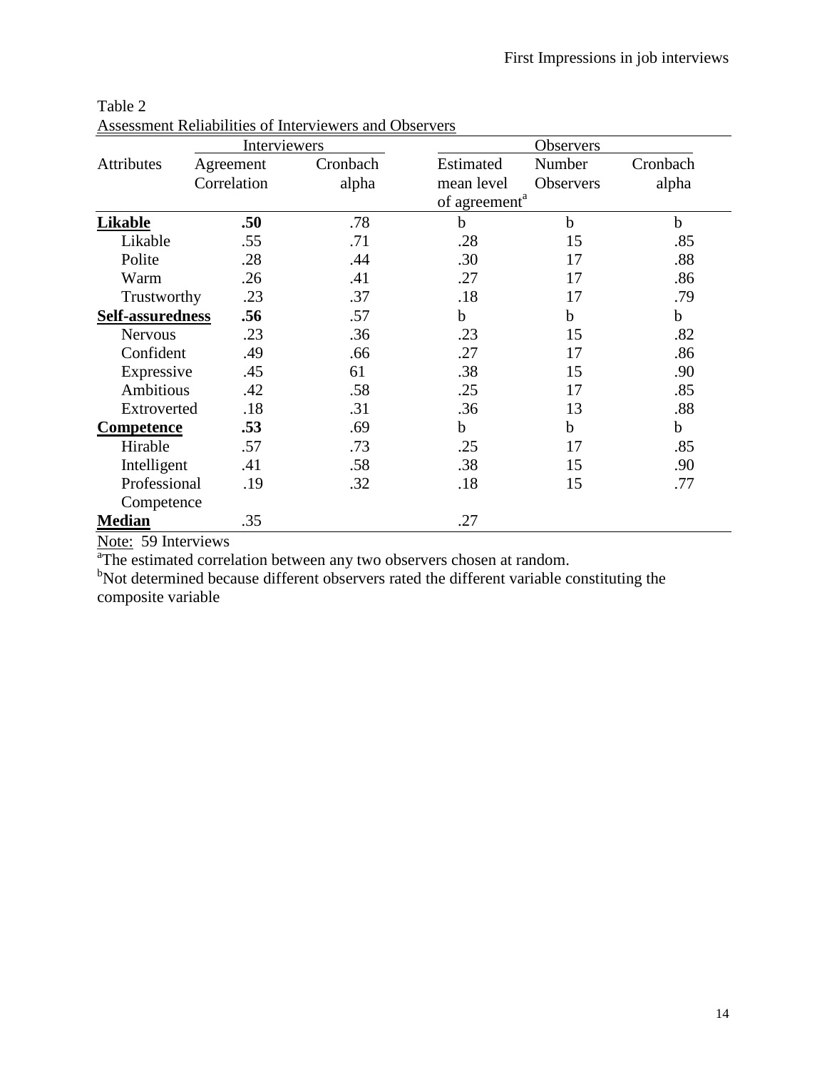Table 2
Assessment Reliabilities of Interviewers and Observers

| Attributes | Interviewers | | Observers | | |
|---|---|---|---|---|---|
| | Agreement Correlation | Cronbach alpha | Estimated mean level of agreement[a] | Number Observers | Cronbach alpha |
| **Likable** | **.50** | .78 | b | b | b |
| Likable | .55 | .71 | .28 | 15 | .85 |
| Polite | .28 | .44 | .30 | 17 | .88 |
| Warm | .26 | .41 | .27 | 17 | .86 |
| Trustworthy | .23 | .37 | .18 | 17 | .79 |
| **Self-assuredness** | **.56** | .57 | b | b | b |
| Nervous | .23 | .36 | .23 | 15 | .82 |
| Confident | .49 | .66 | .27 | 17 | .86 |
| Expressive | .45 | 61 | .38 | 15 | .90 |
| Ambitious | .42 | .58 | .25 | 17 | .85 |
| Extroverted | .18 | .31 | .36 | 13 | .88 |
| **Competence** | **.53** | .69 | b | b | b |
| Hirable | .57 | .73 | .25 | 17 | .85 |
| Intelligent | .41 | .58 | .38 | 15 | .90 |
| Professional Competence | .19 | .32 | .18 | 15 | .77 |
| **Median** | .35 | | .27 | | |

Note: 59 Interviews

[a]The estimated correlation between any two observers chosen at random.

[b]Not determined because different observers rated the different variable constituting the composite variable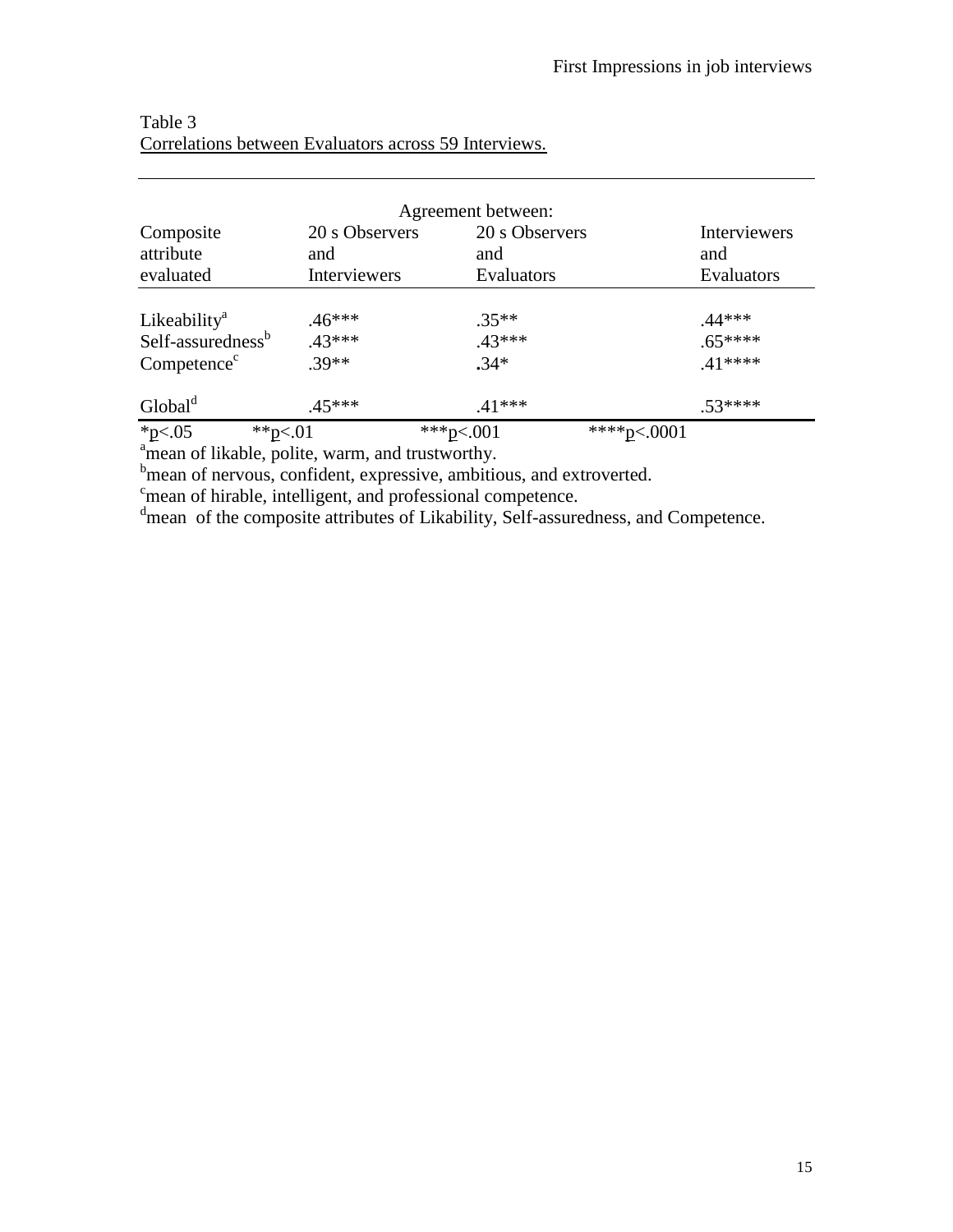Table 3

Correlations between Evaluators across 59 Interviews.

| | Agreement between: | | |
|---|---|---|---|
| Composite attribute evaluated | 20 s Observers and Interviewers | 20 s Observers and Evaluators | Interviewers and Evaluators |
| Likeability[a] | .46*** | .35** | .44*** |
| Self-assuredness[b] | .43*** | .43*** | .65**** |
| Competence[c] | .39** | .34* | .41**** |
| Global[d] | .45*** | .41*** | .53**** |

*p<.05 **p<.01 ***p<.001 ****p<.0001

[a]mean of likable, polite, warm, and trustworthy.

[b]mean of nervous, confident, expressive, ambitious, and extroverted.

[c]mean of hirable, intelligent, and professional competence.

[d]mean of the composite attributes of Likability, Self-assuredness, and Competence.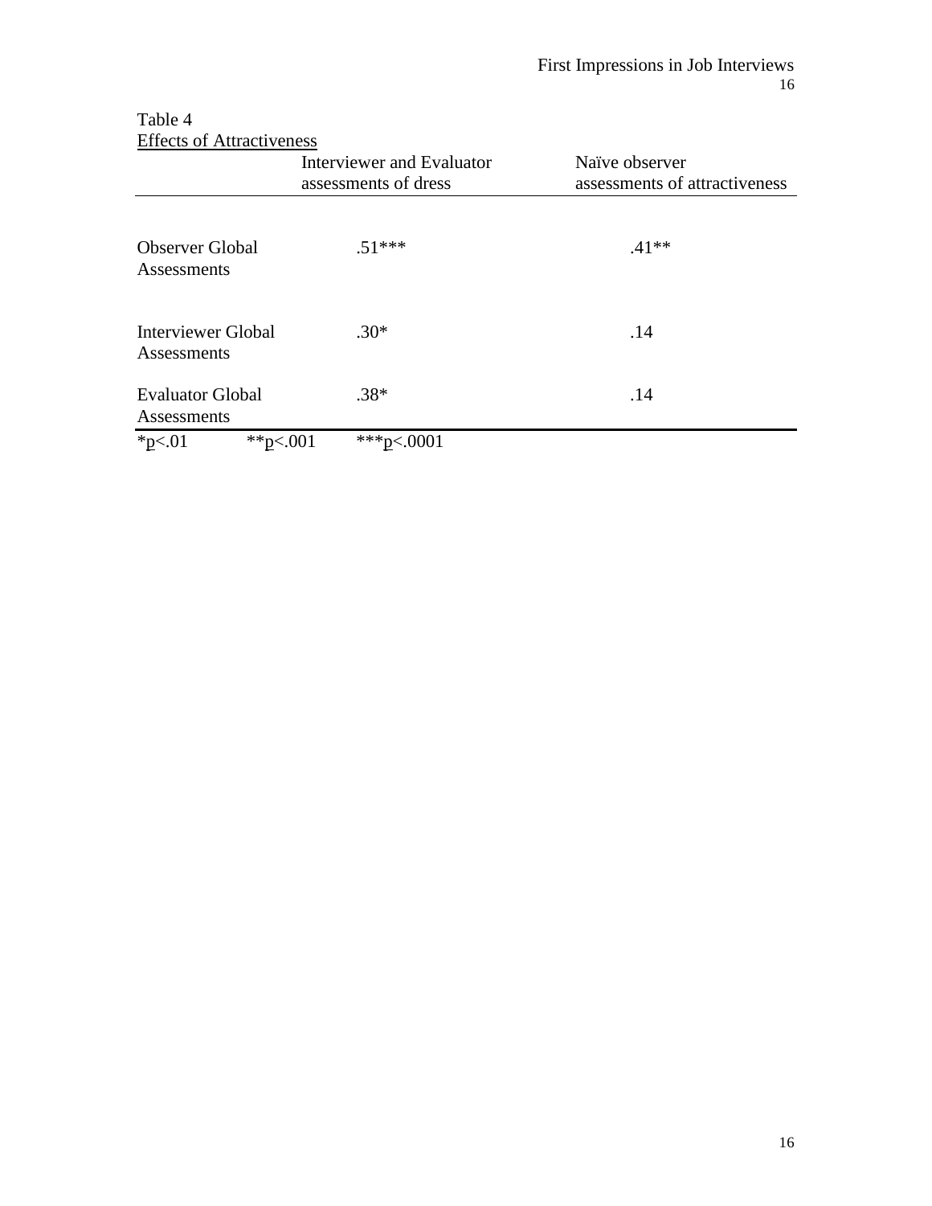Table 4

Effects of Attractiveness

| | Interviewer and Evaluator assessments of dress | Naïve observer assessments of attractiveness |
|---|---|---|
| Observer Global Assessments | .51*** | .41** |
| Interviewer Global Assessments | .30* | .14 |
| Evaluator Global Assessments | .38* | .14 |

*$p<.01$ **$p<.001$ ***$p<.0001$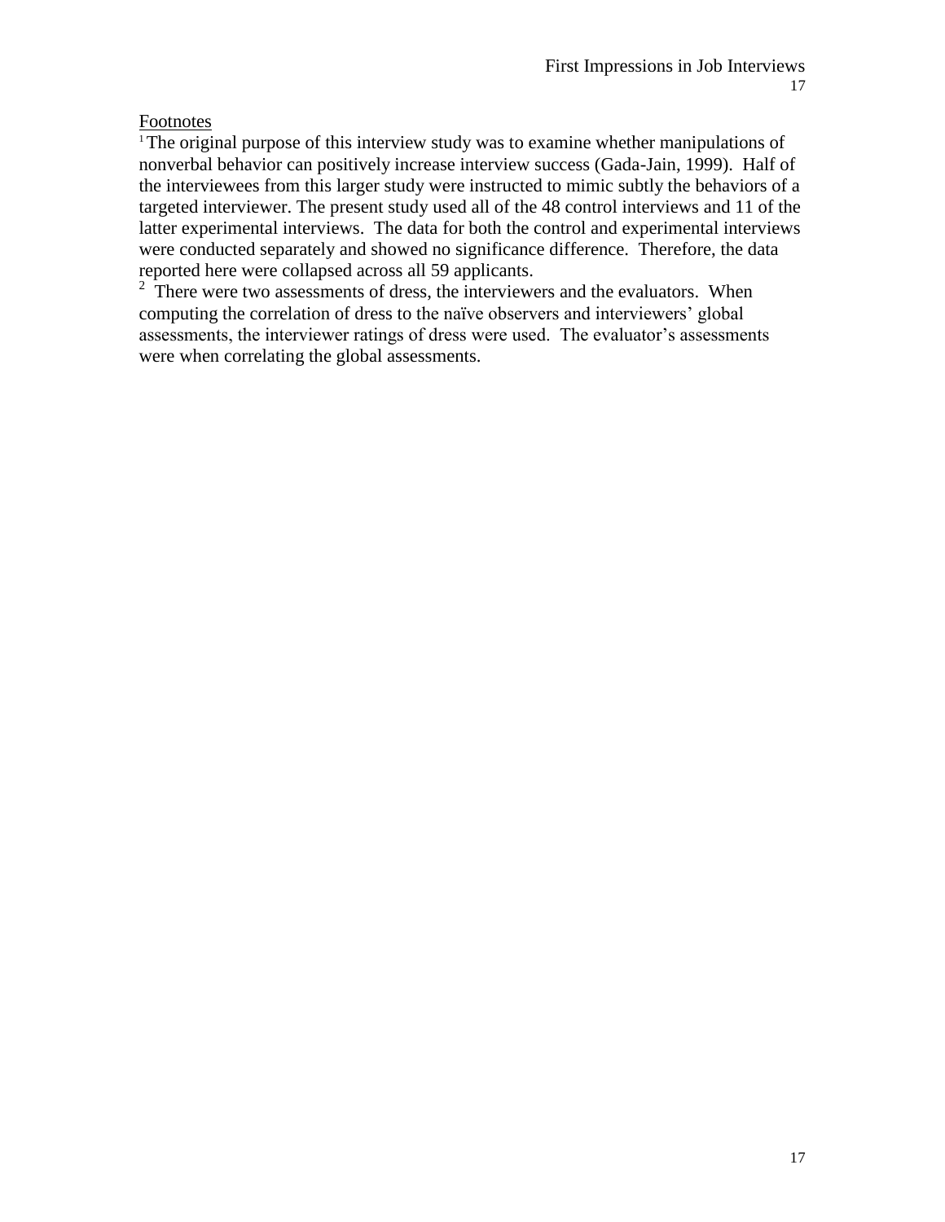Footnotes

[1] The original purpose of this interview study was to examine whether manipulations of nonverbal behavior can positively increase interview success (Gada-Jain, 1999). Half of the interviewees from this larger study were instructed to mimic subtly the behaviors of a targeted interviewer. The present study used all of the 48 control interviews and 11 of the latter experimental interviews. The data for both the control and experimental interviews were conducted separately and showed no significance difference. Therefore, the data reported here were collapsed across all 59 applicants.

[2] There were two assessments of dress, the interviewers and the evaluators. When computing the correlation of dress to the naïve observers and interviewers' global assessments, the interviewer ratings of dress were used. The evaluator's assessments were when correlating the global assessments.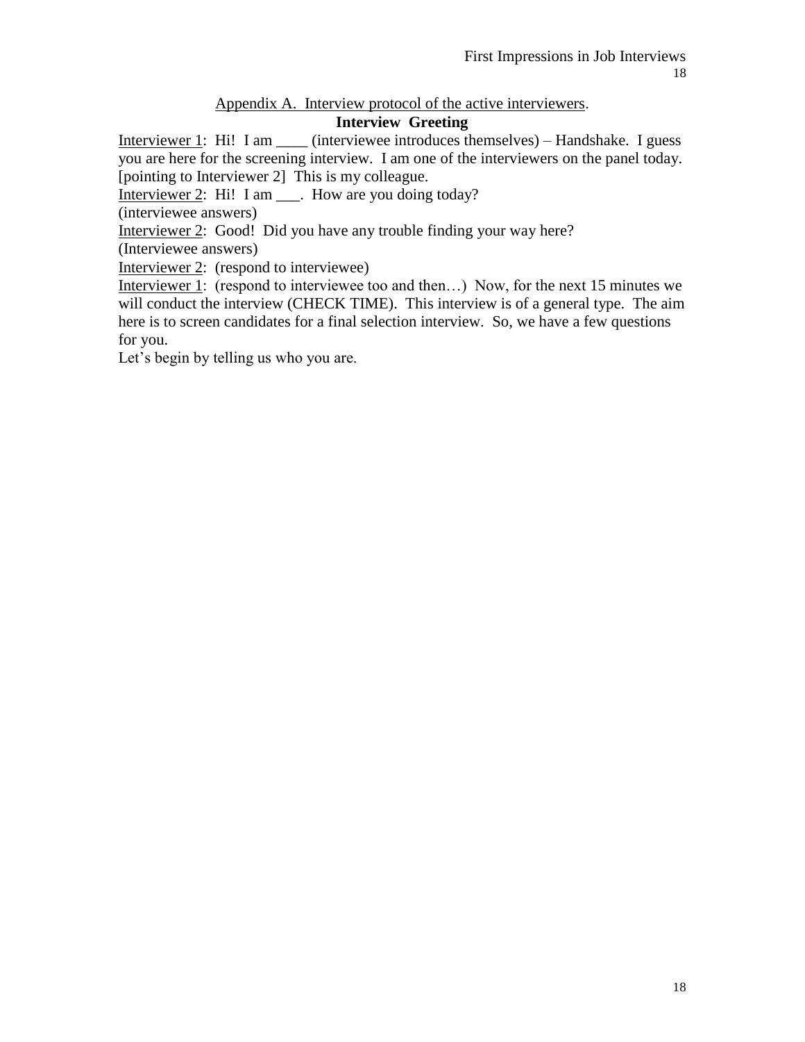## Appendix A. Interview protocol of the active interviewers.

### Interview Greeting

Interviewer 1: Hi! I am ____ (interviewee introduces themselves) – Handshake. I guess you are here for the screening interview. I am one of the interviewers on the panel today. [pointing to Interviewer 2] This is my colleague.

Interviewer 2: Hi! I am ___. How are you doing today?

(interviewee answers)

Interviewer 2: Good! Did you have any trouble finding your way here?

(Interviewee answers)

Interviewer 2: (respond to interviewee)

Interviewer 1: (respond to interviewee too and then…) Now, for the next 15 minutes we will conduct the interview (CHECK TIME). This interview is of a general type. The aim here is to screen candidates for a final selection interview. So, we have a few questions for you.

Let's begin by telling us who you are.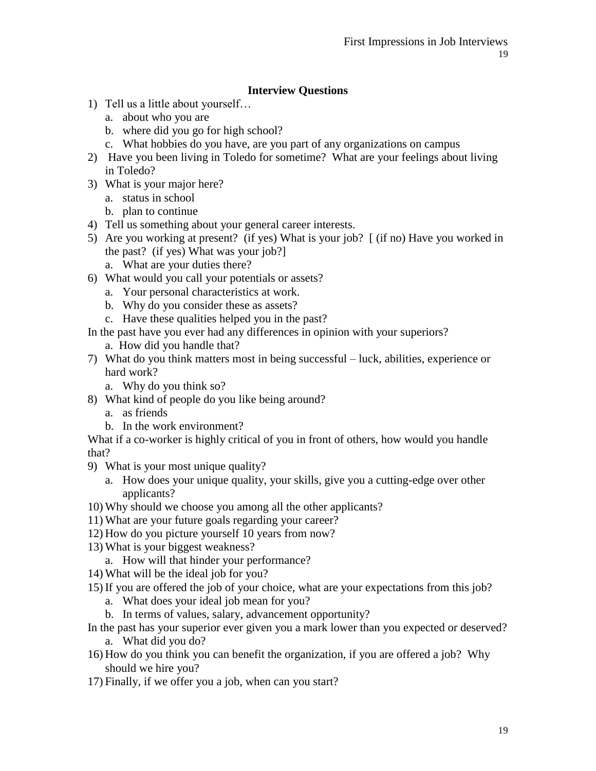## Interview Questions

1) Tell us a little about yourself…
   a. about who you are
   b. where did you go for high school?
   c. What hobbies do you have, are you part of any organizations on campus
2) Have you been living in Toledo for sometime? What are your feelings about living in Toledo?
3) What is your major here?
   a. status in school
   b. plan to continue
4) Tell us something about your general career interests.
5) Are you working at present? (if yes) What is your job? [ (if no) Have you worked in the past? (if yes) What was your job?]
   a. What are your duties there?
6) What would you call your potentials or assets?
   a. Your personal characteristics at work.
   b. Why do you consider these as assets?
   c. Have these qualities helped you in the past?

In the past have you ever had any differences in opinion with your superiors?
   a. How did you handle that?

7) What do you think matters most in being successful – luck, abilities, experience or hard work?
   a. Why do you think so?
8) What kind of people do you like being around?
   a. as friends
   b. In the work environment?

What if a co-worker is highly critical of you in front of others, how would you handle that?

9) What is your most unique quality?
   a. How does your unique quality, your skills, give you a cutting-edge over other applicants?
10) Why should we choose you among all the other applicants?
11) What are your future goals regarding your career?
12) How do you picture yourself 10 years from now?
13) What is your biggest weakness?
    a. How will that hinder your performance?
14) What will be the ideal job for you?
15) If you are offered the job of your choice, what are your expectations from this job?
    a. What does your ideal job mean for you?
    b. In terms of values, salary, advancement opportunity?

In the past has your superior ever given you a mark lower than you expected or deserved?
   a. What did you do?

16) How do you think you can benefit the organization, if you are offered a job? Why should we hire you?
17) Finally, if we offer you a job, when can you start?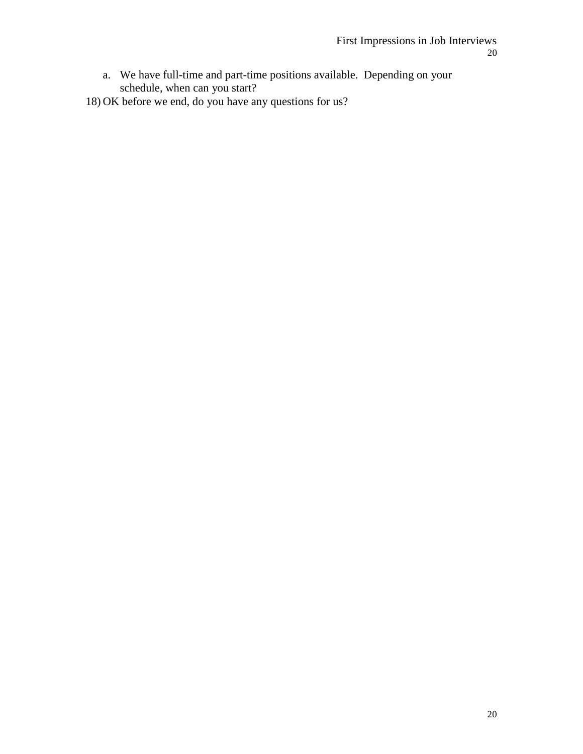a. We have full-time and part-time positions available. Depending on your schedule, when can you start?

18) OK before we end, do you have any questions for us?